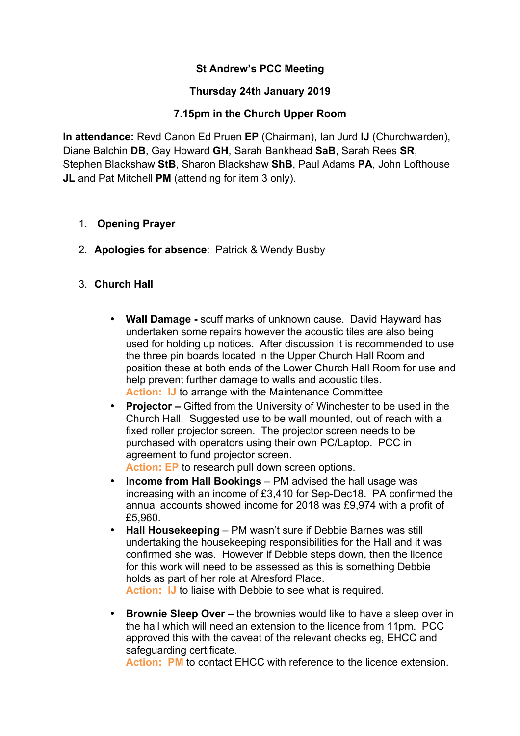**St Andrew's PCC Meeting**

**Thursday 24th January 2019**

**7.15pm in the Church Upper Room**

**In attendance:** Revd Canon Ed Pruen **EP** (Chairman), Ian Jurd **IJ** (Churchwarden), Diane Balchin **DB**, Gay Howard **GH**, Sarah Bankhead **SaB**, Sarah Rees **SR**, Stephen Blackshaw **StB**, Sharon Blackshaw **ShB**, Paul Adams **PA**, John Lofthouse **JL** and Pat Mitchell **PM** (attending for item 3 only).

1. **Opening Prayer**

2. **Apologies for absence**: Patrick & Wendy Busby

3. **Church Hall**

   - **Wall Damage -** scuff marks of unknown cause. David Hayward has undertaken some repairs however the acoustic tiles are also being used for holding up notices. After discussion it is recommended to use the three pin boards located in the Upper Church Hall Room and position these at both ends of the Lower Church Hall Room for use and help prevent further damage to walls and acoustic tiles.
     **Action: IJ** to arrange with the Maintenance Committee
   - **Projector –** Gifted from the University of Winchester to be used in the Church Hall. Suggested use to be wall mounted, out of reach with a fixed roller projector screen. The projector screen needs to be purchased with operators using their own PC/Laptop. PCC in agreement to fund projector screen.
     **Action: EP** to research pull down screen options.
   - **Income from Hall Bookings** – PM advised the hall usage was increasing with an income of £3,410 for Sep-Dec18. PA confirmed the annual accounts showed income for 2018 was £9,974 with a profit of £5,960.
   - **Hall Housekeeping** – PM wasn't sure if Debbie Barnes was still undertaking the housekeeping responsibilities for the Hall and it was confirmed she was. However if Debbie steps down, then the licence for this work will need to be assessed as this is something Debbie holds as part of her role at Alresford Place.
     **Action: IJ** to liaise with Debbie to see what is required.

   - **Brownie Sleep Over** – the brownies would like to have a sleep over in the hall which will need an extension to the licence from 11pm. PCC approved this with the caveat of the relevant checks eg, EHCC and safeguarding certificate.
     **Action: PM** to contact EHCC with reference to the licence extension.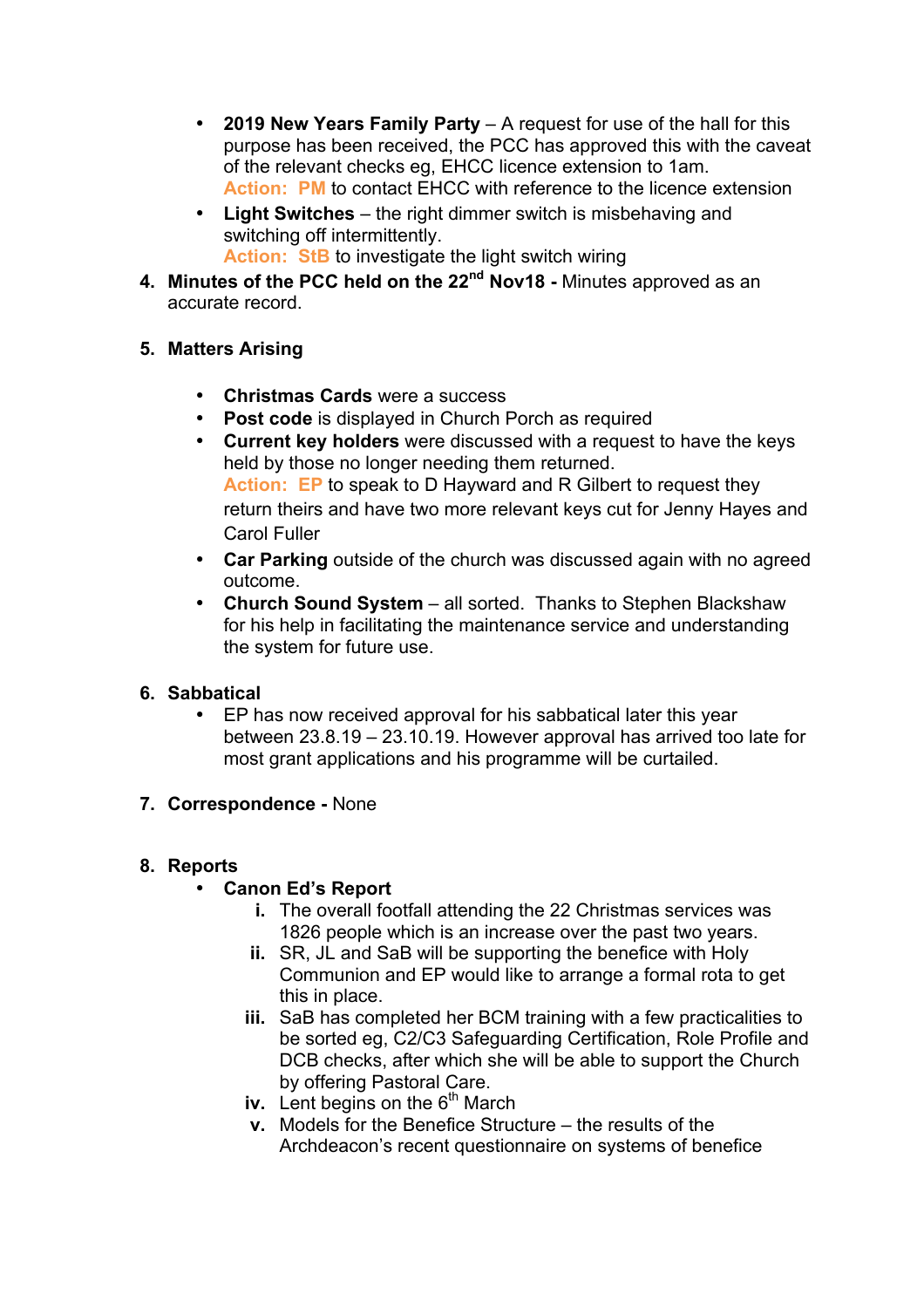- **2019 New Years Family Party** – A request for use of the hall for this purpose has been received, the PCC has approved this with the caveat of the relevant checks eg, EHCC licence extension to 1am.
  Action: PM to contact EHCC with reference to the licence extension
- **Light Switches** – the right dimmer switch is misbehaving and switching off intermittently.
  Action: StB to investigate the light switch wiring

4. **Minutes of the PCC held on the 22nd Nov18 -** Minutes approved as an accurate record.

5. **Matters Arising**

   - **Christmas Cards** were a success
   - **Post code** is displayed in Church Porch as required
   - **Current key holders** were discussed with a request to have the keys held by those no longer needing them returned.
     Action: EP to speak to D Hayward and R Gilbert to request they return theirs and have two more relevant keys cut for Jenny Hayes and Carol Fuller
   - **Car Parking** outside of the church was discussed again with no agreed outcome.
   - **Church Sound System** – all sorted. Thanks to Stephen Blackshaw for his help in facilitating the maintenance service and understanding the system for future use.

6. **Sabbatical**
   - EP has now received approval for his sabbatical later this year between 23.8.19 – 23.10.19. However approval has arrived too late for most grant applications and his programme will be curtailed.

7. **Correspondence -** None

8. **Reports**
   - **Canon Ed's Report**
     i. The overall footfall attending the 22 Christmas services was 1826 people which is an increase over the past two years.
     ii. SR, JL and SaB will be supporting the benefice with Holy Communion and EP would like to arrange a formal rota to get this in place.
     iii. SaB has completed her BCM training with a few practicalities to be sorted eg, C2/C3 Safeguarding Certification, Role Profile and DCB checks, after which she will be able to support the Church by offering Pastoral Care.
     iv. Lent begins on the 6th March
     v. Models for the Benefice Structure – the results of the Archdeacon's recent questionnaire on systems of benefice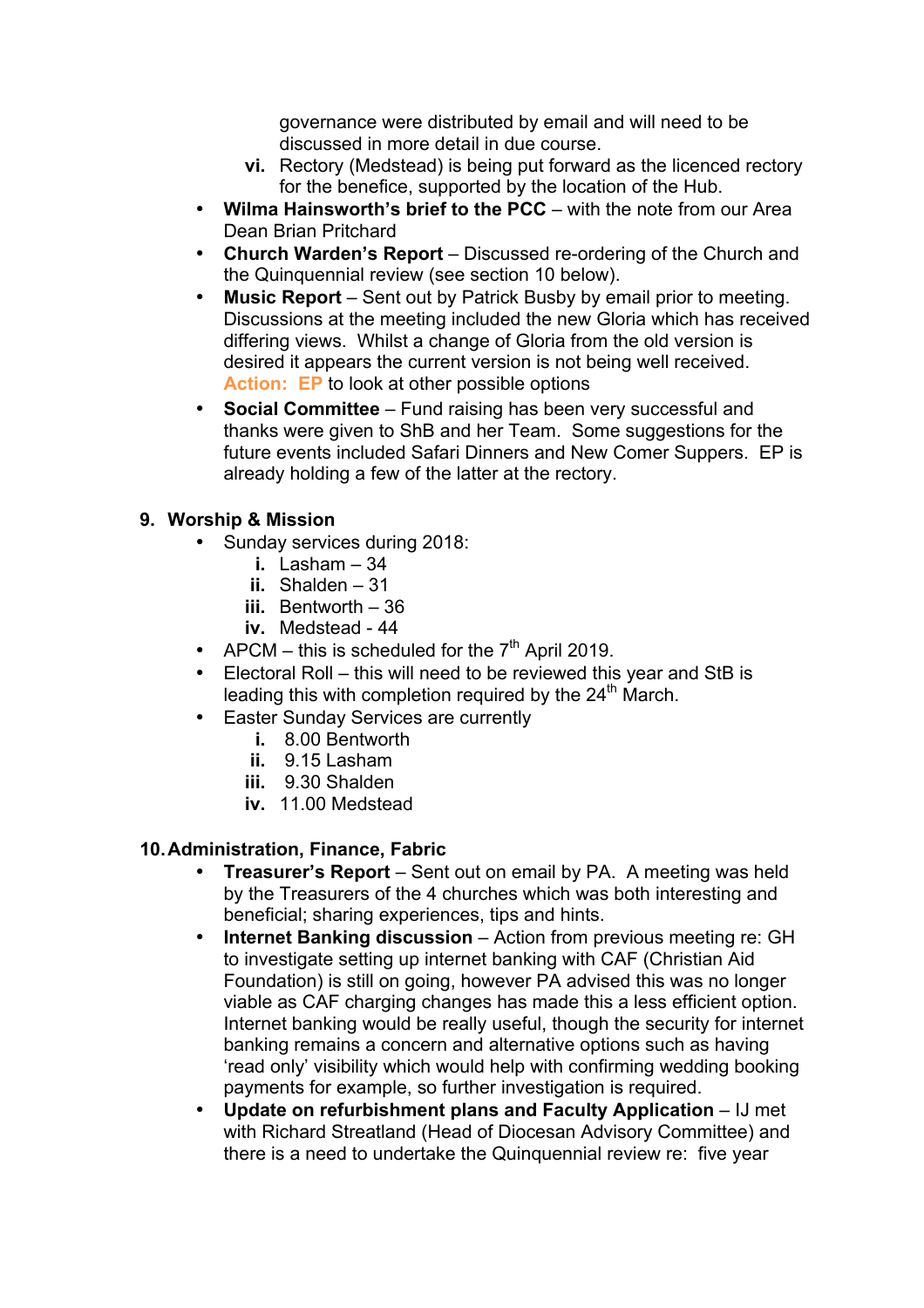governance were distributed by email and will need to be discussed in more detail in due course.

vi. Rectory (Medstead) is being put forward as the licenced rectory for the benefice, supported by the location of the Hub.

- **Wilma Hainsworth's brief to the PCC** – with the note from our Area Dean Brian Pritchard
- **Church Warden's Report** – Discussed re-ordering of the Church and the Quinquennial review (see section 10 below).
- **Music Report** – Sent out by Patrick Busby by email prior to meeting. Discussions at the meeting included the new Gloria which has received differing views. Whilst a change of Gloria from the old version is desired it appears the current version is not being well received. **Action: EP** to look at other possible options
- **Social Committee** – Fund raising has been very successful and thanks were given to ShB and her Team. Some suggestions for the future events included Safari Dinners and New Comer Suppers. EP is already holding a few of the latter at the rectory.

## 9. Worship & Mission

- Sunday services during 2018:
  i. Lasham – 34
  ii. Shalden – 31
  iii. Bentworth – 36
  iv. Medstead - 44
- APCM – this is scheduled for the 7th April 2019.
- Electoral Roll – this will need to be reviewed this year and StB is leading this with completion required by the 24th March.
- Easter Sunday Services are currently
  i. 8.00 Bentworth
  ii. 9.15 Lasham
  iii. 9.30 Shalden
  iv. 11.00 Medstead

## 10. Administration, Finance, Fabric

- **Treasurer's Report** – Sent out on email by PA. A meeting was held by the Treasurers of the 4 churches which was both interesting and beneficial; sharing experiences, tips and hints.
- **Internet Banking discussion** – Action from previous meeting re: GH to investigate setting up internet banking with CAF (Christian Aid Foundation) is still on going, however PA advised this was no longer viable as CAF charging changes has made this a less efficient option. Internet banking would be really useful, though the security for internet banking remains a concern and alternative options such as having 'read only' visibility which would help with confirming wedding booking payments for example, so further investigation is required.
- **Update on refurbishment plans and Faculty Application** – IJ met with Richard Streatland (Head of Diocesan Advisory Committee) and there is a need to undertake the Quinquennial review re: five year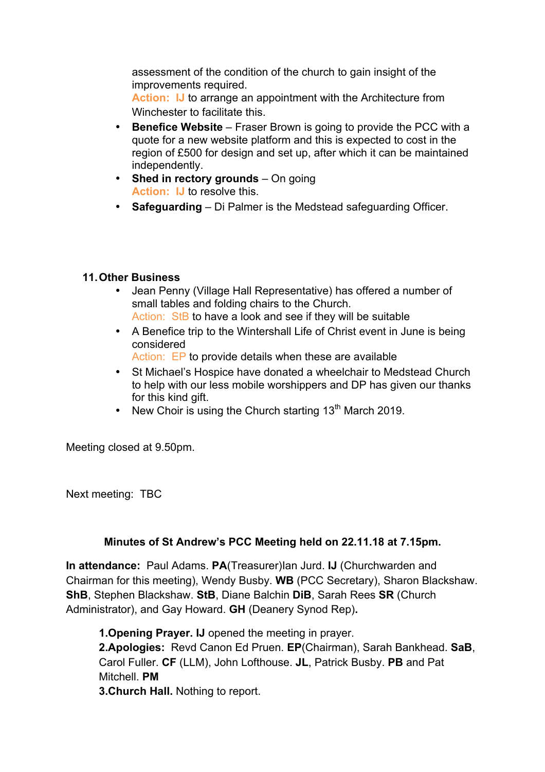assessment of the condition of the church to gain insight of the improvements required.
Action: IJ to arrange an appointment with the Architecture from Winchester to facilitate this.

- **Benefice Website** – Fraser Brown is going to provide the PCC with a quote for a new website platform and this is expected to cost in the region of £500 for design and set up, after which it can be maintained independently.
- **Shed in rectory grounds** – On going
  Action: IJ to resolve this.
- **Safeguarding** – Di Palmer is the Medstead safeguarding Officer.

**11. Other Business**

- Jean Penny (Village Hall Representative) has offered a number of small tables and folding chairs to the Church.
  Action: StB to have a look and see if they will be suitable
- A Benefice trip to the Wintershall Life of Christ event in June is being considered
  Action: EP to provide details when these are available
- St Michael's Hospice have donated a wheelchair to Medstead Church to help with our less mobile worshippers and DP has given our thanks for this kind gift.
- New Choir is using the Church starting 13th March 2019.

Meeting closed at 9.50pm.

Next meeting: TBC

**Minutes of St Andrew's PCC Meeting held on 22.11.18 at 7.15pm.**

**In attendance:** Paul Adams. **PA**(Treasurer)Ian Jurd. **IJ** (Churchwarden and Chairman for this meeting), Wendy Busby. **WB** (PCC Secretary), Sharon Blackshaw. **ShB**, Stephen Blackshaw. **StB**, Diane Balchin **DiB**, Sarah Rees **SR** (Church Administrator), and Gay Howard. **GH** (Deanery Synod Rep)**.**

**1.Opening Prayer. IJ** opened the meeting in prayer.
**2.Apologies:** Revd Canon Ed Pruen. **EP**(Chairman), Sarah Bankhead. **SaB**, Carol Fuller. **CF** (LLM), John Lofthouse. **JL**, Patrick Busby. **PB** and Pat Mitchell. **PM**
**3.Church Hall.** Nothing to report.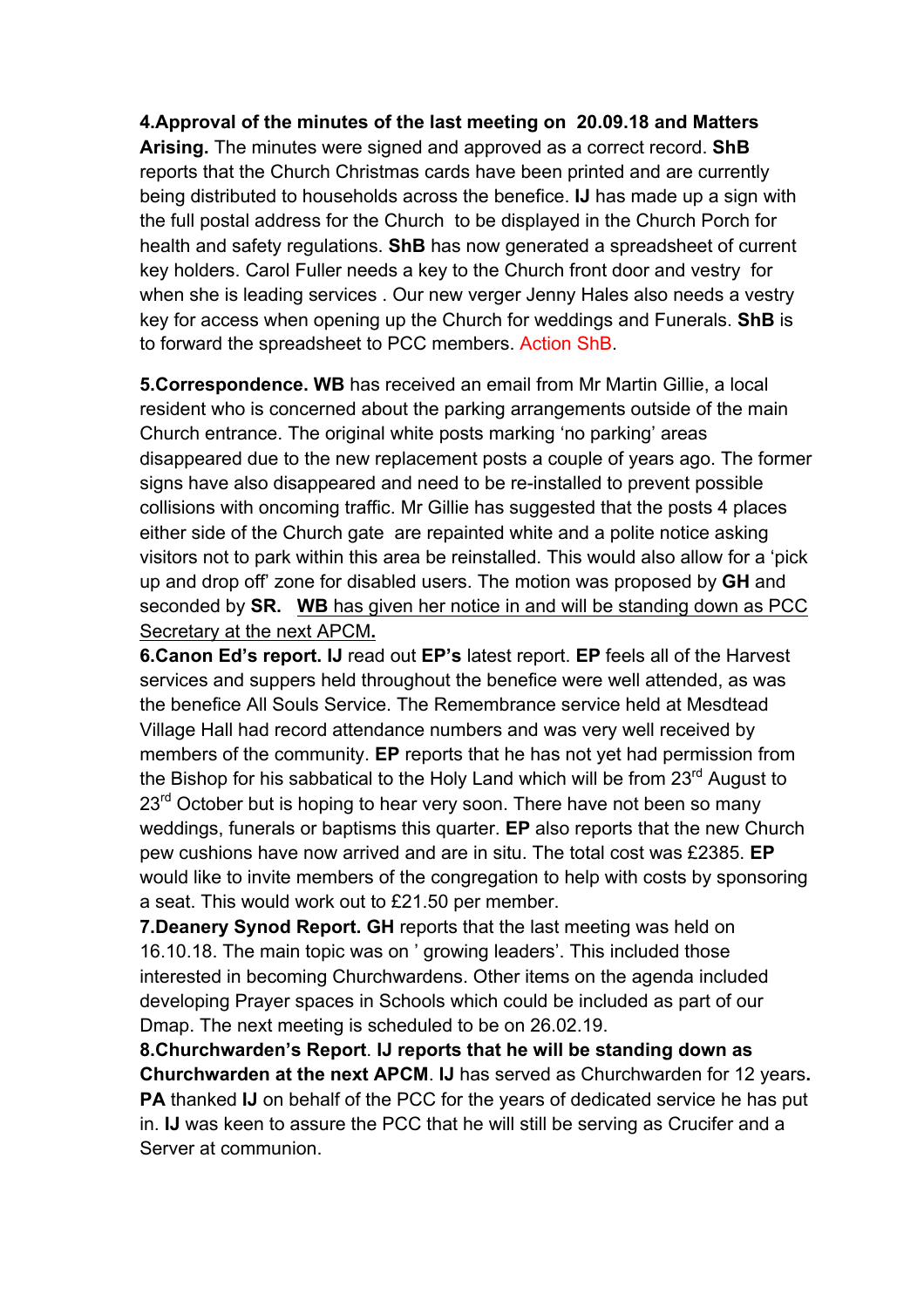**4.Approval of the minutes of the last meeting on 20.09.18 and Matters Arising.** The minutes were signed and approved as a correct record. **ShB** reports that the Church Christmas cards have been printed and are currently being distributed to households across the benefice. **IJ** has made up a sign with the full postal address for the Church to be displayed in the Church Porch for health and safety regulations. **ShB** has now generated a spreadsheet of current key holders. Carol Fuller needs a key to the Church front door and vestry for when she is leading services . Our new verger Jenny Hales also needs a vestry key for access when opening up the Church for weddings and Funerals. **ShB** is to forward the spreadsheet to PCC members. Action ShB.

**5.Correspondence. WB** has received an email from Mr Martin Gillie, a local resident who is concerned about the parking arrangements outside of the main Church entrance. The original white posts marking 'no parking' areas disappeared due to the new replacement posts a couple of years ago. The former signs have also disappeared and need to be re-installed to prevent possible collisions with oncoming traffic. Mr Gillie has suggested that the posts 4 places either side of the Church gate are repainted white and a polite notice asking visitors not to park within this area be reinstalled. This would also allow for a 'pick up and drop off' zone for disabled users. The motion was proposed by **GH** and seconded by **SR.** **WB** has given her notice in and will be standing down as PCC Secretary at the next APCM**.**

**6.Canon Ed's report. IJ** read out **EP's** latest report. **EP** feels all of the Harvest services and suppers held throughout the benefice were well attended, as was the benefice All Souls Service. The Remembrance service held at Mesdtead Village Hall had record attendance numbers and was very well received by members of the community. **EP** reports that he has not yet had permission from the Bishop for his sabbatical to the Holy Land which will be from 23rd August to 23rd October but is hoping to hear very soon. There have not been so many weddings, funerals or baptisms this quarter. **EP** also reports that the new Church pew cushions have now arrived and are in situ. The total cost was £2385. **EP** would like to invite members of the congregation to help with costs by sponsoring a seat. This would work out to £21.50 per member.

**7.Deanery Synod Report. GH** reports that the last meeting was held on 16.10.18. The main topic was on ' growing leaders'. This included those interested in becoming Churchwardens. Other items on the agenda included developing Prayer spaces in Schools which could be included as part of our Dmap. The next meeting is scheduled to be on 26.02.19.

**8.Churchwarden's Report**. **IJ reports that he will be standing down as Churchwarden at the next APCM**. **IJ** has served as Churchwarden for 12 years**. PA** thanked **IJ** on behalf of the PCC for the years of dedicated service he has put in. **IJ** was keen to assure the PCC that he will still be serving as Crucifer and a Server at communion.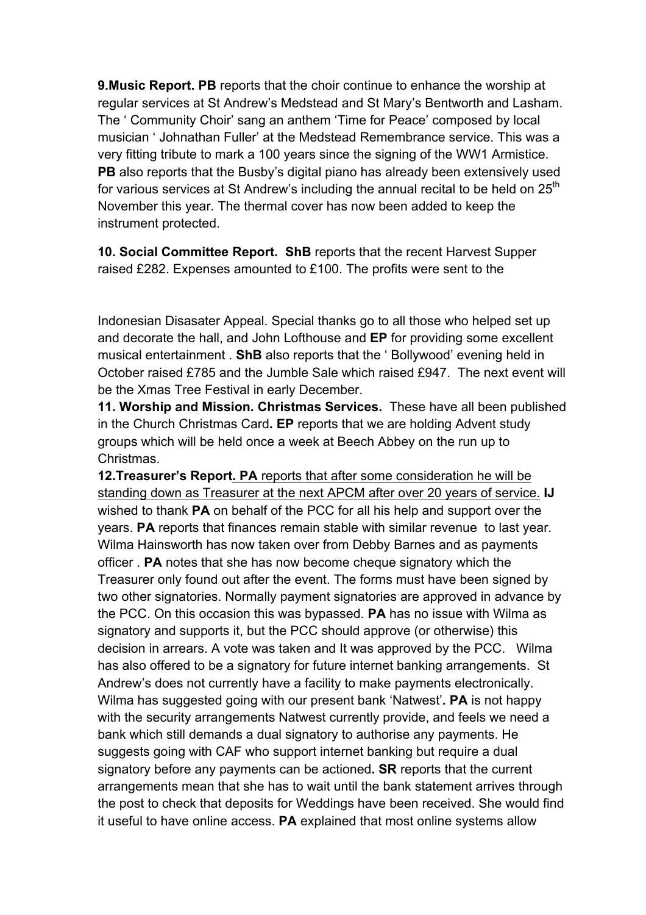**9.Music Report. PB** reports that the choir continue to enhance the worship at regular services at St Andrew's Medstead and St Mary's Bentworth and Lasham. The ' Community Choir' sang an anthem 'Time for Peace' composed by local musician ' Johnathan Fuller' at the Medstead Remembrance service. This was a very fitting tribute to mark a 100 years since the signing of the WW1 Armistice. **PB** also reports that the Busby's digital piano has already been extensively used for various services at St Andrew's including the annual recital to be held on 25th November this year. The thermal cover has now been added to keep the instrument protected.

**10. Social Committee Report. ShB** reports that the recent Harvest Supper raised £282. Expenses amounted to £100. The profits were sent to the

Indonesian Disasater Appeal. Special thanks go to all those who helped set up and decorate the hall, and John Lofthouse and **EP** for providing some excellent musical entertainment . **ShB** also reports that the ' Bollywood' evening held in October raised £785 and the Jumble Sale which raised £947. The next event will be the Xmas Tree Festival in early December.

**11. Worship and Mission. Christmas Services.** These have all been published in the Church Christmas Card**. EP** reports that we are holding Advent study groups which will be held once a week at Beech Abbey on the run up to Christmas.

**12.Treasurer's Report. PA** reports that after some consideration he will be standing down as Treasurer at the next APCM after over 20 years of service. **IJ** wished to thank **PA** on behalf of the PCC for all his help and support over the years. **PA** reports that finances remain stable with similar revenue to last year. Wilma Hainsworth has now taken over from Debby Barnes and as payments officer . **PA** notes that she has now become cheque signatory which the Treasurer only found out after the event. The forms must have been signed by two other signatories. Normally payment signatories are approved in advance by the PCC. On this occasion this was bypassed. **PA** has no issue with Wilma as signatory and supports it, but the PCC should approve (or otherwise) this decision in arrears. A vote was taken and It was approved by the PCC. Wilma has also offered to be a signatory for future internet banking arrangements. St Andrew's does not currently have a facility to make payments electronically. Wilma has suggested going with our present bank 'Natwest'**. PA** is not happy with the security arrangements Natwest currently provide, and feels we need a bank which still demands a dual signatory to authorise any payments. He suggests going with CAF who support internet banking but require a dual signatory before any payments can be actioned**. SR** reports that the current arrangements mean that she has to wait until the bank statement arrives through the post to check that deposits for Weddings have been received. She would find it useful to have online access. **PA** explained that most online systems allow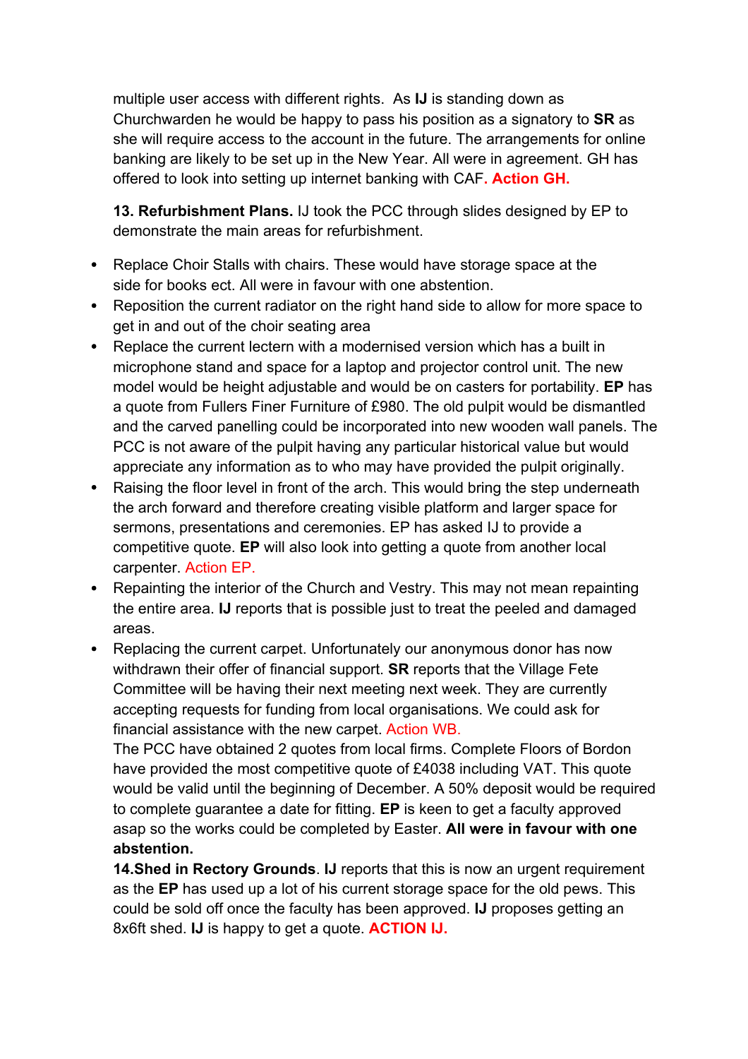multiple user access with different rights. As **IJ** is standing down as Churchwarden he would be happy to pass his position as a signatory to **SR** as she will require access to the account in the future. The arrangements for online banking are likely to be set up in the New Year. All were in agreement. GH has offered to look into setting up internet banking with CAF**. Action GH.**

**13. Refurbishment Plans.** IJ took the PCC through slides designed by EP to demonstrate the main areas for refurbishment.

- Replace Choir Stalls with chairs. These would have storage space at the side for books ect. All were in favour with one abstention.
- Reposition the current radiator on the right hand side to allow for more space to get in and out of the choir seating area
- Replace the current lectern with a modernised version which has a built in microphone stand and space for a laptop and projector control unit. The new model would be height adjustable and would be on casters for portability. **EP** has a quote from Fullers Finer Furniture of £980. The old pulpit would be dismantled and the carved panelling could be incorporated into new wooden wall panels. The PCC is not aware of the pulpit having any particular historical value but would appreciate any information as to who may have provided the pulpit originally.
- Raising the floor level in front of the arch. This would bring the step underneath the arch forward and therefore creating visible platform and larger space for sermons, presentations and ceremonies. EP has asked IJ to provide a competitive quote. **EP** will also look into getting a quote from another local carpenter. Action EP.
- Repainting the interior of the Church and Vestry. This may not mean repainting the entire area. **IJ** reports that is possible just to treat the peeled and damaged areas.
- Replacing the current carpet. Unfortunately our anonymous donor has now withdrawn their offer of financial support. **SR** reports that the Village Fete Committee will be having their next meeting next week. They are currently accepting requests for funding from local organisations. We could ask for financial assistance with the new carpet. Action WB.
  The PCC have obtained 2 quotes from local firms. Complete Floors of Bordon have provided the most competitive quote of £4038 including VAT. This quote would be valid until the beginning of December. A 50% deposit would be required to complete guarantee a date for fitting. **EP** is keen to get a faculty approved asap so the works could be completed by Easter. **All were in favour with one abstention.**
  **14.Shed in Rectory Grounds**. **IJ** reports that this is now an urgent requirement as the **EP** has used up a lot of his current storage space for the old pews. This could be sold off once the faculty has been approved. **IJ** proposes getting an 8x6ft shed. **IJ** is happy to get a quote. **ACTION IJ.**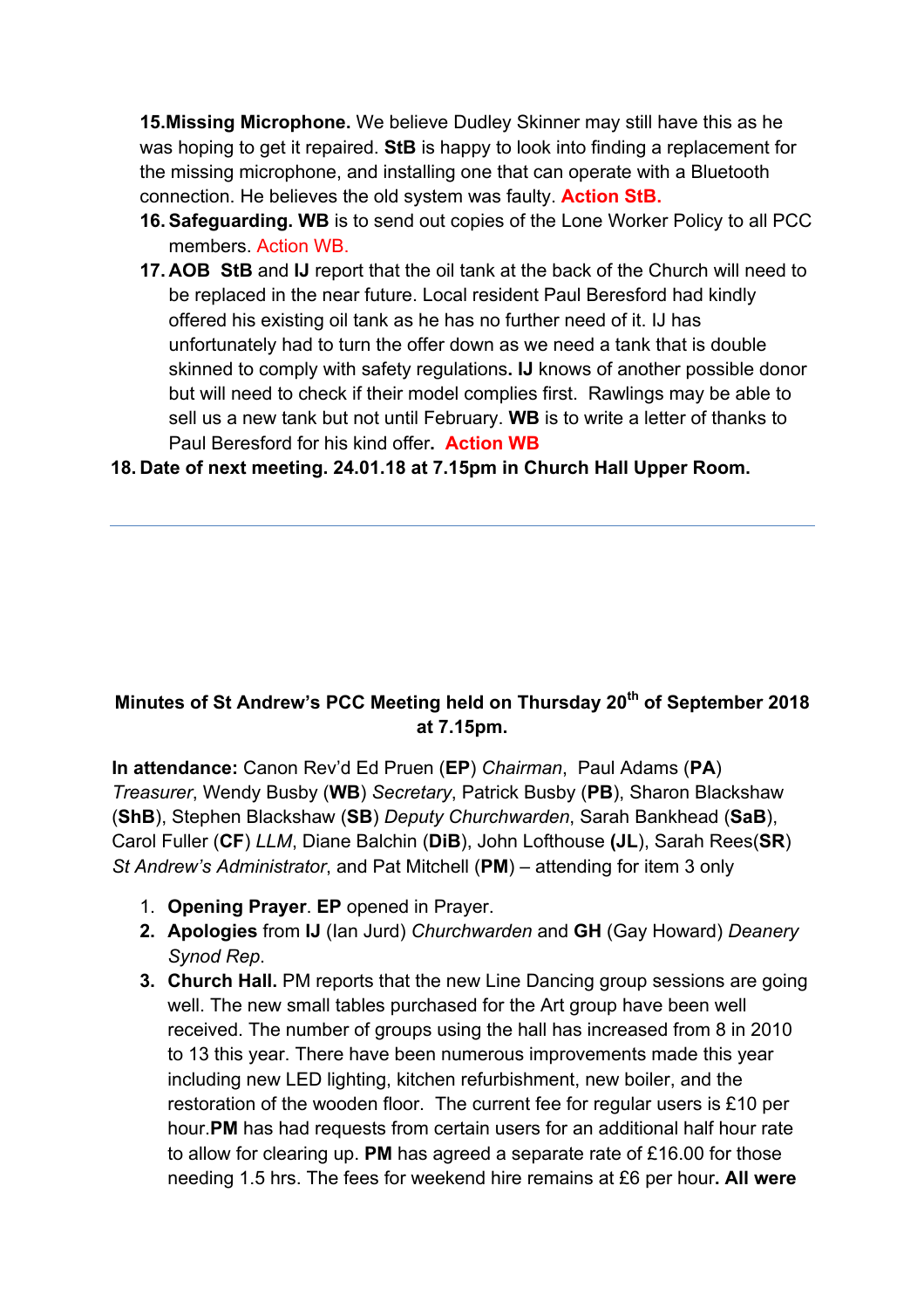15. **Missing Microphone.** We believe Dudley Skinner may still have this as he was hoping to get it repaired. **StB** is happy to look into finding a replacement for the missing microphone, and installing one that can operate with a Bluetooth connection. He believes the old system was faulty. **Action StB.**
16. **Safeguarding. WB** is to send out copies of the Lone Worker Policy to all PCC members. Action WB.
17. **AOB StB** and **IJ** report that the oil tank at the back of the Church will need to be replaced in the near future. Local resident Paul Beresford had kindly offered his existing oil tank as he has no further need of it. IJ has unfortunately had to turn the offer down as we need a tank that is double skinned to comply with safety regulations**. IJ** knows of another possible donor but will need to check if their model complies first. Rawlings may be able to sell us a new tank but not until February. **WB** is to write a letter of thanks to Paul Beresford for his kind offer**. Action WB**
18. **Date of next meeting. 24.01.18 at 7.15pm in Church Hall Upper Room.**

---

**Minutes of St Andrew's PCC Meeting held on Thursday 20th of September 2018 at 7.15pm.**

**In attendance:** Canon Rev'd Ed Pruen (**EP**) *Chairman*, Paul Adams (**PA**) *Treasurer*, Wendy Busby (**WB**) *Secretary*, Patrick Busby (**PB**), Sharon Blackshaw (**ShB**), Stephen Blackshaw (**SB**) *Deputy Churchwarden*, Sarah Bankhead (**SaB**), Carol Fuller (**CF**) *LLM*, Diane Balchin (**DiB**), John Lofthouse **(JL**), Sarah Rees(**SR**) *St Andrew's Administrator*, and Pat Mitchell (**PM**) – attending for item 3 only

1. **Opening Prayer**. **EP** opened in Prayer.
2. **Apologies** from **IJ** (Ian Jurd) *Churchwarden* and **GH** (Gay Howard) *Deanery Synod Rep*.
3. **Church Hall.** PM reports that the new Line Dancing group sessions are going well. The new small tables purchased for the Art group have been well received. The number of groups using the hall has increased from 8 in 2010 to 13 this year. There have been numerous improvements made this year including new LED lighting, kitchen refurbishment, new boiler, and the restoration of the wooden floor. The current fee for regular users is £10 per hour.**PM** has had requests from certain users for an additional half hour rate to allow for clearing up. **PM** has agreed a separate rate of £16.00 for those needing 1.5 hrs. The fees for weekend hire remains at £6 per hour**. All were**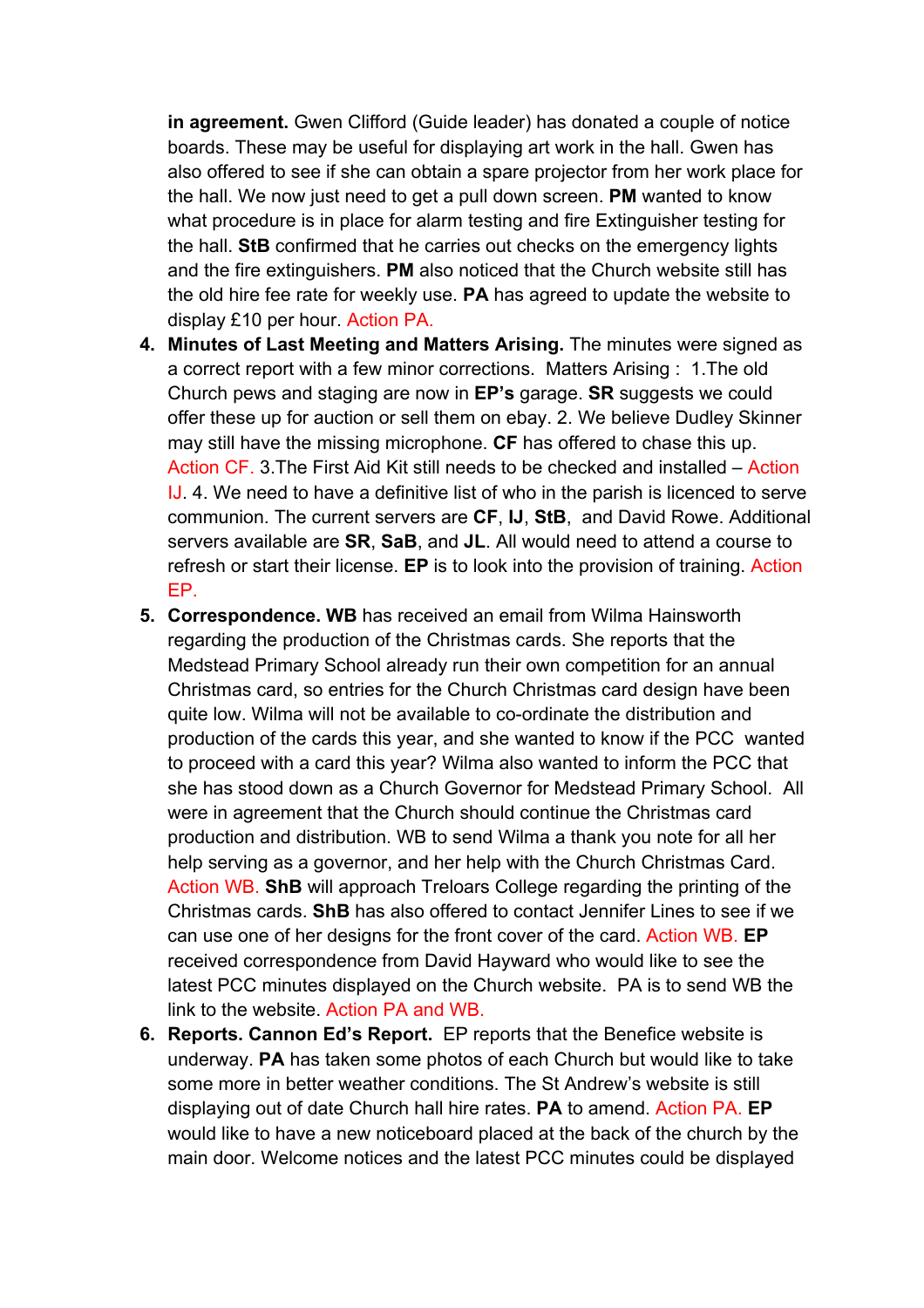**in agreement.** Gwen Clifford (Guide leader) has donated a couple of notice boards. These may be useful for displaying art work in the hall. Gwen has also offered to see if she can obtain a spare projector from her work place for the hall. We now just need to get a pull down screen. **PM** wanted to know what procedure is in place for alarm testing and fire Extinguisher testing for the hall. **StB** confirmed that he carries out checks on the emergency lights and the fire extinguishers. **PM** also noticed that the Church website still has the old hire fee rate for weekly use. **PA** has agreed to update the website to display £10 per hour. Action PA.

4. **Minutes of Last Meeting and Matters Arising.** The minutes were signed as a correct report with a few minor corrections. Matters Arising : 1.The old Church pews and staging are now in **EP's** garage. **SR** suggests we could offer these up for auction or sell them on ebay. 2. We believe Dudley Skinner may still have the missing microphone. **CF** has offered to chase this up. Action CF. 3.The First Aid Kit still needs to be checked and installed – Action IJ. 4. We need to have a definitive list of who in the parish is licenced to serve communion. The current servers are **CF**, **IJ**, **StB**, and David Rowe. Additional servers available are **SR**, **SaB**, and **JL**. All would need to attend a course to refresh or start their license. **EP** is to look into the provision of training. Action EP.
5. **Correspondence. WB** has received an email from Wilma Hainsworth regarding the production of the Christmas cards. She reports that the Medstead Primary School already run their own competition for an annual Christmas card, so entries for the Church Christmas card design have been quite low. Wilma will not be available to co-ordinate the distribution and production of the cards this year, and she wanted to know if the PCC wanted to proceed with a card this year? Wilma also wanted to inform the PCC that she has stood down as a Church Governor for Medstead Primary School. All were in agreement that the Church should continue the Christmas card production and distribution. WB to send Wilma a thank you note for all her help serving as a governor, and her help with the Church Christmas Card. Action WB. **ShB** will approach Treloars College regarding the printing of the Christmas cards. **ShB** has also offered to contact Jennifer Lines to see if we can use one of her designs for the front cover of the card. Action WB. **EP** received correspondence from David Hayward who would like to see the latest PCC minutes displayed on the Church website. PA is to send WB the link to the website. Action PA and WB.
6. **Reports. Cannon Ed's Report.** EP reports that the Benefice website is underway. **PA** has taken some photos of each Church but would like to take some more in better weather conditions. The St Andrew's website is still displaying out of date Church hall hire rates. **PA** to amend. Action PA. **EP** would like to have a new noticeboard placed at the back of the church by the main door. Welcome notices and the latest PCC minutes could be displayed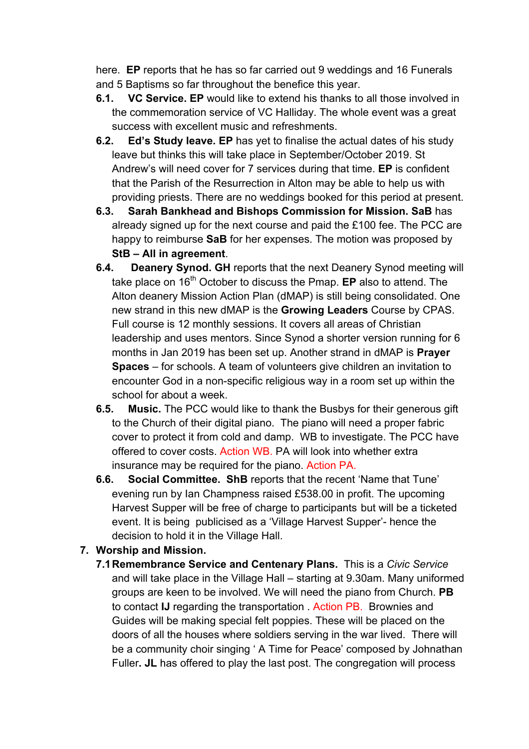here. **EP** reports that he has so far carried out 9 weddings and 16 Funerals and 5 Baptisms so far throughout the benefice this year.

**6.1. VC Service. EP** would like to extend his thanks to all those involved in the commemoration service of VC Halliday. The whole event was a great success with excellent music and refreshments.

**6.2. Ed's Study leave. EP** has yet to finalise the actual dates of his study leave but thinks this will take place in September/October 2019. St Andrew's will need cover for 7 services during that time. **EP** is confident that the Parish of the Resurrection in Alton may be able to help us with providing priests. There are no weddings booked for this period at present.

**6.3. Sarah Bankhead and Bishops Commission for Mission. SaB** has already signed up for the next course and paid the £100 fee. The PCC are happy to reimburse **SaB** for her expenses. The motion was proposed by **StB – All in agreement**.

**6.4. Deanery Synod. GH** reports that the next Deanery Synod meeting will take place on 16th October to discuss the Pmap. **EP** also to attend. The Alton deanery Mission Action Plan (dMAP) is still being consolidated. One new strand in this new dMAP is the **Growing Leaders** Course by CPAS. Full course is 12 monthly sessions. It covers all areas of Christian leadership and uses mentors. Since Synod a shorter version running for 6 months in Jan 2019 has been set up. Another strand in dMAP is **Prayer Spaces** – for schools. A team of volunteers give children an invitation to encounter God in a non-specific religious way in a room set up within the school for about a week.

**6.5. Music.** The PCC would like to thank the Busbys for their generous gift to the Church of their digital piano. The piano will need a proper fabric cover to protect it from cold and damp. WB to investigate. The PCC have offered to cover costs. Action WB. PA will look into whether extra insurance may be required for the piano. Action PA.

**6.6. Social Committee. ShB** reports that the recent 'Name that Tune' evening run by Ian Champness raised £538.00 in profit. The upcoming Harvest Supper will be free of charge to participants but will be a ticketed event. It is being publicised as a 'Village Harvest Supper'- hence the decision to hold it in the Village Hall.

**7. Worship and Mission.**

**7.1 Remembrance Service and Centenary Plans.** This is a *Civic Service* and will take place in the Village Hall – starting at 9.30am. Many uniformed groups are keen to be involved. We will need the piano from Church. **PB** to contact **IJ** regarding the transportation . Action PB. Brownies and Guides will be making special felt poppies. These will be placed on the doors of all the houses where soldiers serving in the war lived. There will be a community choir singing ' A Time for Peace' composed by Johnathan Fuller**. JL** has offered to play the last post. The congregation will process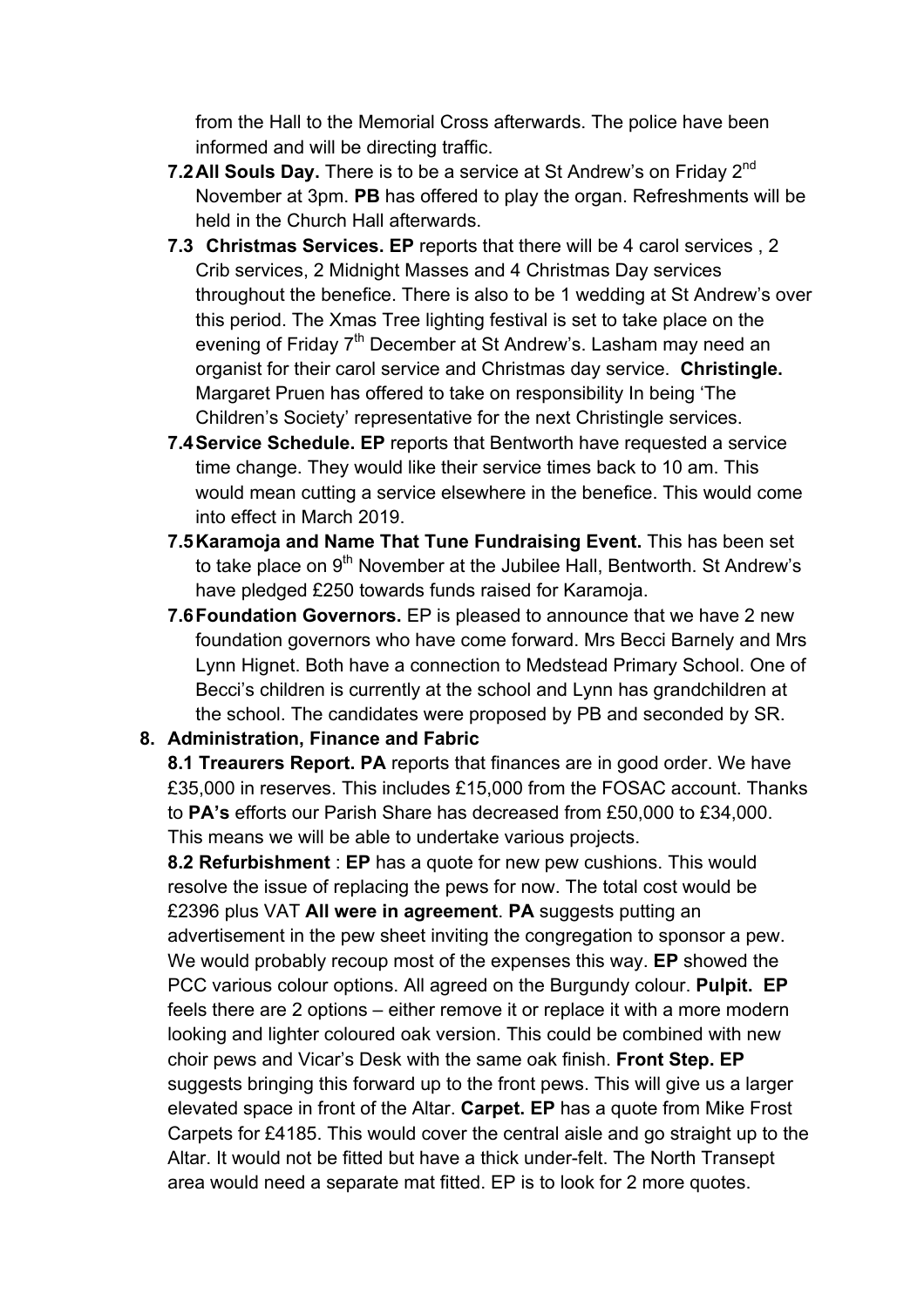from the Hall to the Memorial Cross afterwards. The police have been informed and will be directing traffic.

- **7.2 All Souls Day.** There is to be a service at St Andrew's on Friday 2nd November at 3pm. **PB** has offered to play the organ. Refreshments will be held in the Church Hall afterwards.
- **7.3 Christmas Services. EP** reports that there will be 4 carol services , 2 Crib services, 2 Midnight Masses and 4 Christmas Day services throughout the benefice. There is also to be 1 wedding at St Andrew's over this period. The Xmas Tree lighting festival is set to take place on the evening of Friday 7th December at St Andrew's. Lasham may need an organist for their carol service and Christmas day service. **Christingle.** Margaret Pruen has offered to take on responsibility In being 'The Children's Society' representative for the next Christingle services.
- **7.4 Service Schedule. EP** reports that Bentworth have requested a service time change. They would like their service times back to 10 am. This would mean cutting a service elsewhere in the benefice. This would come into effect in March 2019.
- **7.5 Karamoja and Name That Tune Fundraising Event.** This has been set to take place on 9th November at the Jubilee Hall, Bentworth. St Andrew's have pledged £250 towards funds raised for Karamoja.
- **7.6 Foundation Governors.** EP is pleased to announce that we have 2 new foundation governors who have come forward. Mrs Becci Barnely and Mrs Lynn Hignet. Both have a connection to Medstead Primary School. One of Becci's children is currently at the school and Lynn has grandchildren at the school. The candidates were proposed by PB and seconded by SR.

**8. Administration, Finance and Fabric**

**8.1 Treaurers Report. PA** reports that finances are in good order. We have £35,000 in reserves. This includes £15,000 from the FOSAC account. Thanks to **PA's** efforts our Parish Share has decreased from £50,000 to £34,000. This means we will be able to undertake various projects.

**8.2 Refurbishment** : **EP** has a quote for new pew cushions. This would resolve the issue of replacing the pews for now. The total cost would be £2396 plus VAT **All were in agreement**. **PA** suggests putting an advertisement in the pew sheet inviting the congregation to sponsor a pew. We would probably recoup most of the expenses this way. **EP** showed the PCC various colour options. All agreed on the Burgundy colour. **Pulpit. EP** feels there are 2 options – either remove it or replace it with a more modern looking and lighter coloured oak version. This could be combined with new choir pews and Vicar's Desk with the same oak finish. **Front Step. EP** suggests bringing this forward up to the front pews. This will give us a larger elevated space in front of the Altar. **Carpet. EP** has a quote from Mike Frost Carpets for £4185. This would cover the central aisle and go straight up to the Altar. It would not be fitted but have a thick under-felt. The North Transept area would need a separate mat fitted. EP is to look for 2 more quotes.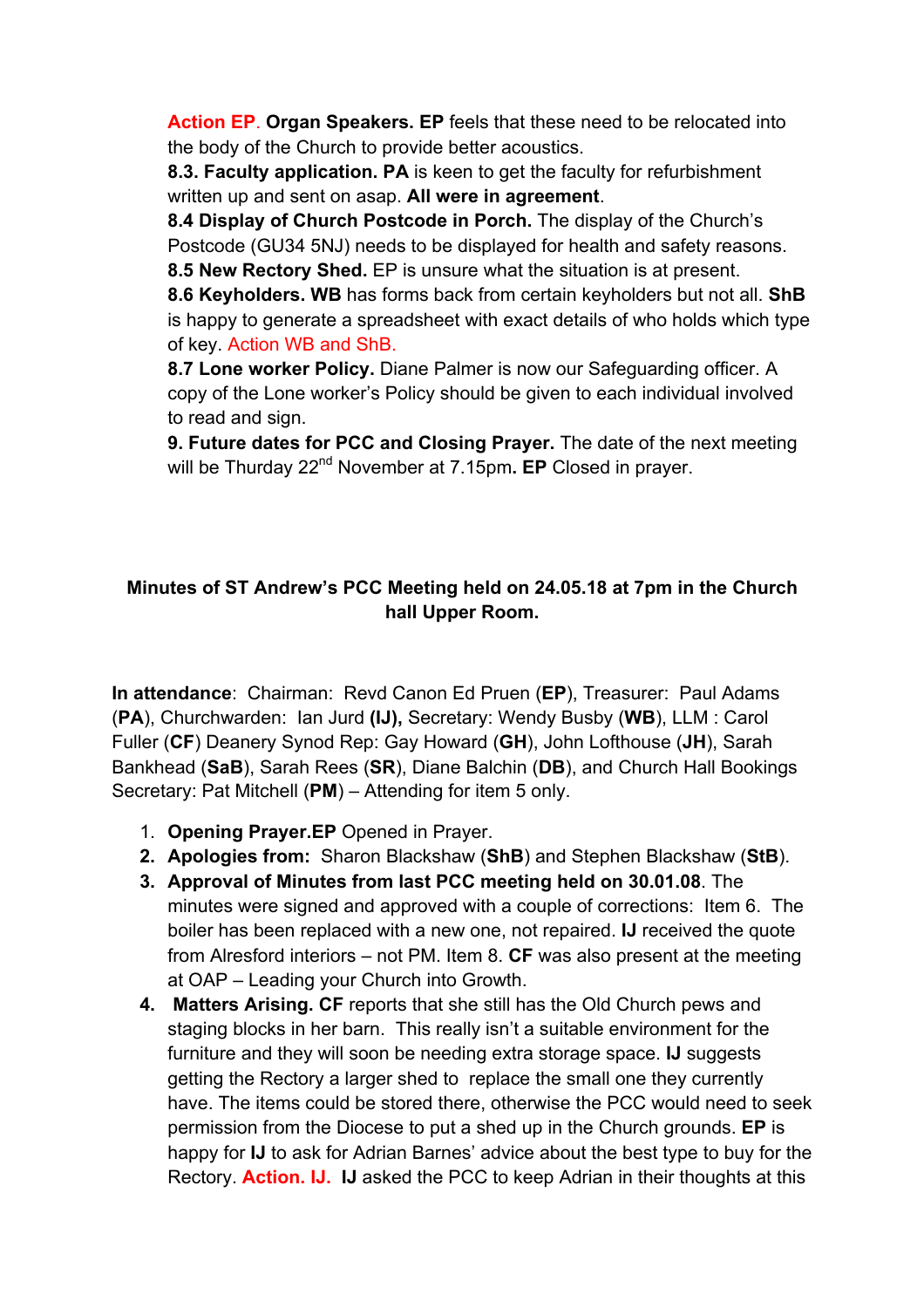**Action EP**. **Organ Speakers. EP** feels that these need to be relocated into the body of the Church to provide better acoustics.

**8.3. Faculty application. PA** is keen to get the faculty for refurbishment written up and sent on asap. **All were in agreement**.

**8.4 Display of Church Postcode in Porch.** The display of the Church's Postcode (GU34 5NJ) needs to be displayed for health and safety reasons.

**8.5 New Rectory Shed.** EP is unsure what the situation is at present.

**8.6 Keyholders. WB** has forms back from certain keyholders but not all. **ShB** is happy to generate a spreadsheet with exact details of who holds which type of key. Action WB and ShB.

**8.7 Lone worker Policy.** Diane Palmer is now our Safeguarding officer. A copy of the Lone worker's Policy should be given to each individual involved to read and sign.

**9. Future dates for PCC and Closing Prayer.** The date of the next meeting will be Thurday 22nd November at 7.15pm**. EP** Closed in prayer.

**Minutes of ST Andrew's PCC Meeting held on 24.05.18 at 7pm in the Church hall Upper Room.**

**In attendance**: Chairman: Revd Canon Ed Pruen (**EP**), Treasurer: Paul Adams (**PA**), Churchwarden: Ian Jurd **(IJ),** Secretary: Wendy Busby (**WB**), LLM : Carol Fuller (**CF**) Deanery Synod Rep: Gay Howard (**GH**), John Lofthouse (**JH**), Sarah Bankhead (**SaB**), Sarah Rees (**SR**), Diane Balchin (**DB**), and Church Hall Bookings Secretary: Pat Mitchell (**PM**) – Attending for item 5 only.

1. **Opening Prayer.EP** Opened in Prayer.
2. **Apologies from:** Sharon Blackshaw (**ShB**) and Stephen Blackshaw (**StB**).
3. **Approval of Minutes from last PCC meeting held on 30.01.08**. The minutes were signed and approved with a couple of corrections: Item 6. The boiler has been replaced with a new one, not repaired. **IJ** received the quote from Alresford interiors – not PM. Item 8. **CF** was also present at the meeting at OAP – Leading your Church into Growth.
4. **Matters Arising. CF** reports that she still has the Old Church pews and staging blocks in her barn. This really isn't a suitable environment for the furniture and they will soon be needing extra storage space. **IJ** suggests getting the Rectory a larger shed to replace the small one they currently have. The items could be stored there, otherwise the PCC would need to seek permission from the Diocese to put a shed up in the Church grounds. **EP** is happy for **IJ** to ask for Adrian Barnes' advice about the best type to buy for the Rectory. **Action. IJ. IJ** asked the PCC to keep Adrian in their thoughts at this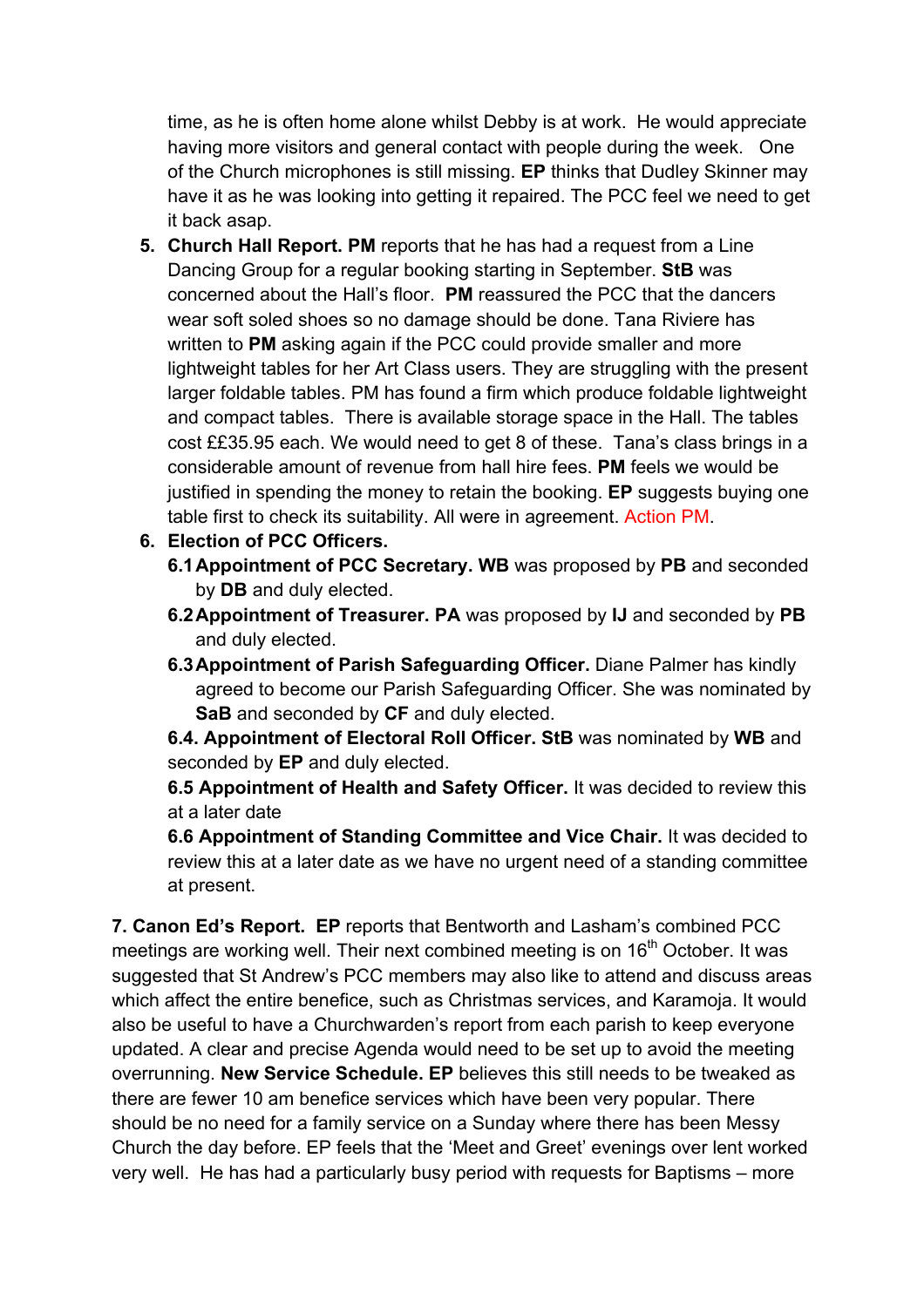time, as he is often home alone whilst Debby is at work. He would appreciate having more visitors and general contact with people during the week. One of the Church microphones is still missing. **EP** thinks that Dudley Skinner may have it as he was looking into getting it repaired. The PCC feel we need to get it back asap.

5. **Church Hall Report. PM** reports that he has had a request from a Line Dancing Group for a regular booking starting in September. **StB** was concerned about the Hall's floor. **PM** reassured the PCC that the dancers wear soft soled shoes so no damage should be done. Tana Riviere has written to **PM** asking again if the PCC could provide smaller and more lightweight tables for her Art Class users. They are struggling with the present larger foldable tables. PM has found a firm which produce foldable lightweight and compact tables. There is available storage space in the Hall. The tables cost ££35.95 each. We would need to get 8 of these. Tana's class brings in a considerable amount of revenue from hall hire fees. **PM** feels we would be justified in spending the money to retain the booking. **EP** suggests buying one table first to check its suitability. All were in agreement. Action PM.
6. **Election of PCC Officers.**
   - **6.1 Appointment of PCC Secretary. WB** was proposed by **PB** and seconded by **DB** and duly elected.
   - **6.2 Appointment of Treasurer. PA** was proposed by **IJ** and seconded by **PB** and duly elected.
   - **6.3 Appointment of Parish Safeguarding Officer.** Diane Palmer has kindly agreed to become our Parish Safeguarding Officer. She was nominated by **SaB** and seconded by **CF** and duly elected.
   - **6.4. Appointment of Electoral Roll Officer. StB** was nominated by **WB** and seconded by **EP** and duly elected.
   - **6.5 Appointment of Health and Safety Officer.** It was decided to review this at a later date
   - **6.6 Appointment of Standing Committee and Vice Chair.** It was decided to review this at a later date as we have no urgent need of a standing committee at present.

**7. Canon Ed's Report. EP** reports that Bentworth and Lasham's combined PCC meetings are working well. Their next combined meeting is on 16th October. It was suggested that St Andrew's PCC members may also like to attend and discuss areas which affect the entire benefice, such as Christmas services, and Karamoja. It would also be useful to have a Churchwarden's report from each parish to keep everyone updated. A clear and precise Agenda would need to be set up to avoid the meeting overrunning. **New Service Schedule. EP** believes this still needs to be tweaked as there are fewer 10 am benefice services which have been very popular. There should be no need for a family service on a Sunday where there has been Messy Church the day before. EP feels that the 'Meet and Greet' evenings over lent worked very well. He has had a particularly busy period with requests for Baptisms – more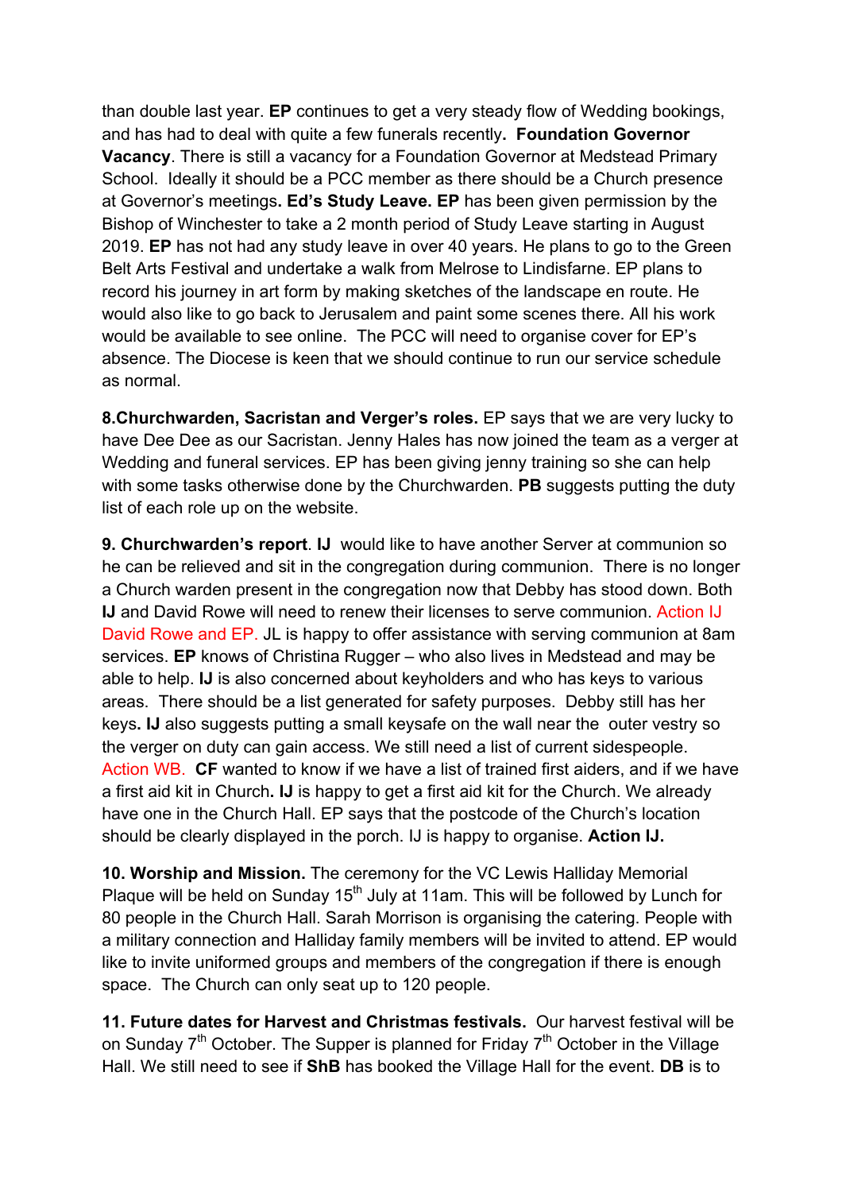than double last year. **EP** continues to get a very steady flow of Wedding bookings, and has had to deal with quite a few funerals recently**. Foundation Governor Vacancy**. There is still a vacancy for a Foundation Governor at Medstead Primary School. Ideally it should be a PCC member as there should be a Church presence at Governor's meetings**. Ed's Study Leave. EP** has been given permission by the Bishop of Winchester to take a 2 month period of Study Leave starting in August 2019. **EP** has not had any study leave in over 40 years. He plans to go to the Green Belt Arts Festival and undertake a walk from Melrose to Lindisfarne. EP plans to record his journey in art form by making sketches of the landscape en route. He would also like to go back to Jerusalem and paint some scenes there. All his work would be available to see online. The PCC will need to organise cover for EP's absence. The Diocese is keen that we should continue to run our service schedule as normal.

**8.Churchwarden, Sacristan and Verger's roles.** EP says that we are very lucky to have Dee Dee as our Sacristan. Jenny Hales has now joined the team as a verger at Wedding and funeral services. EP has been giving jenny training so she can help with some tasks otherwise done by the Churchwarden. **PB** suggests putting the duty list of each role up on the website.

**9. Churchwarden's report**. **IJ** would like to have another Server at communion so he can be relieved and sit in the congregation during communion. There is no longer a Church warden present in the congregation now that Debby has stood down. Both **IJ** and David Rowe will need to renew their licenses to serve communion. Action IJ David Rowe and EP. JL is happy to offer assistance with serving communion at 8am services. **EP** knows of Christina Rugger – who also lives in Medstead and may be able to help. **IJ** is also concerned about keyholders and who has keys to various areas. There should be a list generated for safety purposes. Debby still has her keys**. IJ** also suggests putting a small keysafe on the wall near the outer vestry so the verger on duty can gain access. We still need a list of current sidespeople. Action WB. **CF** wanted to know if we have a list of trained first aiders, and if we have a first aid kit in Church**. IJ** is happy to get a first aid kit for the Church. We already have one in the Church Hall. EP says that the postcode of the Church's location should be clearly displayed in the porch. IJ is happy to organise. **Action IJ.**

**10. Worship and Mission.** The ceremony for the VC Lewis Halliday Memorial Plaque will be held on Sunday 15th July at 11am. This will be followed by Lunch for 80 people in the Church Hall. Sarah Morrison is organising the catering. People with a military connection and Halliday family members will be invited to attend. EP would like to invite uniformed groups and members of the congregation if there is enough space. The Church can only seat up to 120 people.

**11. Future dates for Harvest and Christmas festivals.** Our harvest festival will be on Sunday 7th October. The Supper is planned for Friday 7th October in the Village Hall. We still need to see if **ShB** has booked the Village Hall for the event. **DB** is to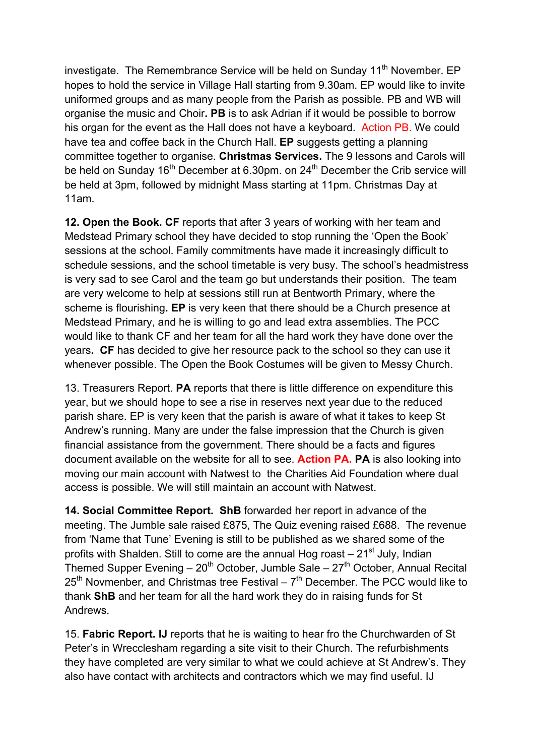investigate. The Remembrance Service will be held on Sunday 11th November. EP hopes to hold the service in Village Hall starting from 9.30am. EP would like to invite uniformed groups and as many people from the Parish as possible. PB and WB will organise the music and Choir**. PB** is to ask Adrian if it would be possible to borrow his organ for the event as the Hall does not have a keyboard. Action PB. We could have tea and coffee back in the Church Hall. **EP** suggests getting a planning committee together to organise. **Christmas Services.** The 9 lessons and Carols will be held on Sunday 16th December at 6.30pm. on 24th December the Crib service will be held at 3pm, followed by midnight Mass starting at 11pm. Christmas Day at 11am.

**12. Open the Book. CF** reports that after 3 years of working with her team and Medstead Primary school they have decided to stop running the 'Open the Book' sessions at the school. Family commitments have made it increasingly difficult to schedule sessions, and the school timetable is very busy. The school's headmistress is very sad to see Carol and the team go but understands their position. The team are very welcome to help at sessions still run at Bentworth Primary, where the scheme is flourishing**. EP** is very keen that there should be a Church presence at Medstead Primary, and he is willing to go and lead extra assemblies. The PCC would like to thank CF and her team for all the hard work they have done over the years**. CF** has decided to give her resource pack to the school so they can use it whenever possible. The Open the Book Costumes will be given to Messy Church.

13. Treasurers Report. **PA** reports that there is little difference on expenditure this year, but we should hope to see a rise in reserves next year due to the reduced parish share. EP is very keen that the parish is aware of what it takes to keep St Andrew's running. Many are under the false impression that the Church is given financial assistance from the government. There should be a facts and figures document available on the website for all to see. **Action PA. PA** is also looking into moving our main account with Natwest to the Charities Aid Foundation where dual access is possible. We will still maintain an account with Natwest.

**14. Social Committee Report. ShB** forwarded her report in advance of the meeting. The Jumble sale raised £875, The Quiz evening raised £688. The revenue from 'Name that Tune' Evening is still to be published as we shared some of the profits with Shalden. Still to come are the annual Hog roast – 21st July, Indian Themed Supper Evening – 20th October, Jumble Sale – 27th October, Annual Recital 25th Novmenber, and Christmas tree Festival – 7th December. The PCC would like to thank **ShB** and her team for all the hard work they do in raising funds for St Andrews.

15. **Fabric Report. IJ** reports that he is waiting to hear fro the Churchwarden of St Peter's in Wrecclesham regarding a site visit to their Church. The refurbishments they have completed are very similar to what we could achieve at St Andrew's. They also have contact with architects and contractors which we may find useful. IJ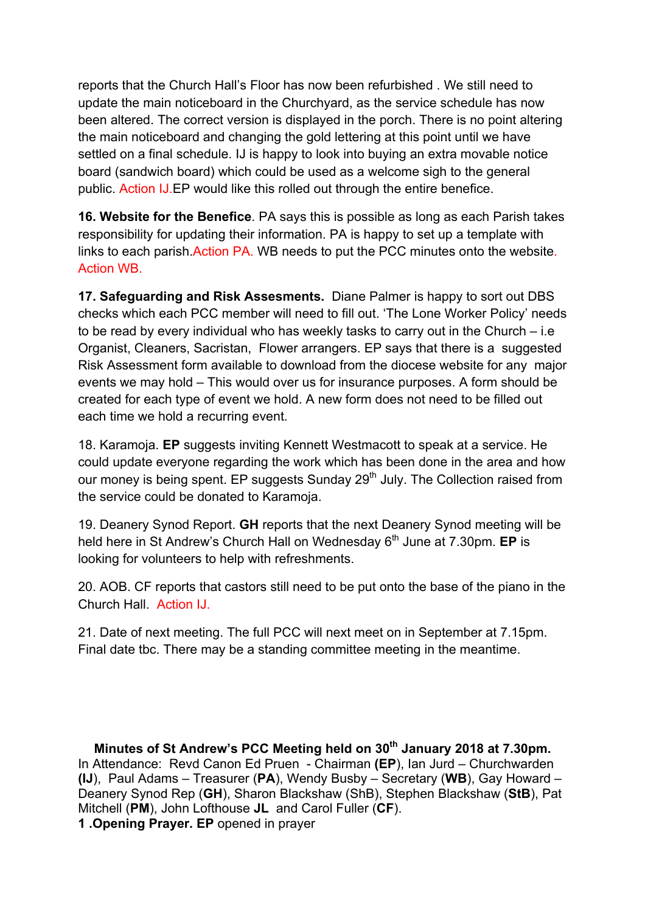reports that the Church Hall's Floor has now been refurbished . We still need to update the main noticeboard in the Churchyard, as the service schedule has now been altered. The correct version is displayed in the porch. There is no point altering the main noticeboard and changing the gold lettering at this point until we have settled on a final schedule. IJ is happy to look into buying an extra movable notice board (sandwich board) which could be used as a welcome sigh to the general public. Action IJ.EP would like this rolled out through the entire benefice.

**16. Website for the Benefice**. PA says this is possible as long as each Parish takes responsibility for updating their information. PA is happy to set up a template with links to each parish.Action PA. WB needs to put the PCC minutes onto the website. Action WB.

**17. Safeguarding and Risk Assesments.** Diane Palmer is happy to sort out DBS checks which each PCC member will need to fill out. 'The Lone Worker Policy' needs to be read by every individual who has weekly tasks to carry out in the Church – i.e Organist, Cleaners, Sacristan, Flower arrangers. EP says that there is a suggested Risk Assessment form available to download from the diocese website for any major events we may hold – This would over us for insurance purposes. A form should be created for each type of event we hold. A new form does not need to be filled out each time we hold a recurring event.

18. Karamoja. **EP** suggests inviting Kennett Westmacott to speak at a service. He could update everyone regarding the work which has been done in the area and how our money is being spent. EP suggests Sunday 29th July. The Collection raised from the service could be donated to Karamoja.

19. Deanery Synod Report. **GH** reports that the next Deanery Synod meeting will be held here in St Andrew's Church Hall on Wednesday 6th June at 7.30pm. **EP** is looking for volunteers to help with refreshments.

20. AOB. CF reports that castors still need to be put onto the base of the piano in the Church Hall. Action IJ.

21. Date of next meeting. The full PCC will next meet on in September at 7.15pm. Final date tbc. There may be a standing committee meeting in the meantime.

**Minutes of St Andrew's PCC Meeting held on 30th January 2018 at 7.30pm.**

In Attendance: Revd Canon Ed Pruen - Chairman **(EP)**, Ian Jurd – Churchwarden **(IJ)**, Paul Adams – Treasurer (**PA**), Wendy Busby – Secretary (**WB**), Gay Howard – Deanery Synod Rep (**GH**), Sharon Blackshaw (ShB), Stephen Blackshaw (**StB**), Pat Mitchell (**PM**), John Lofthouse **JL** and Carol Fuller (**CF**).

**1 .Opening Prayer. EP** opened in prayer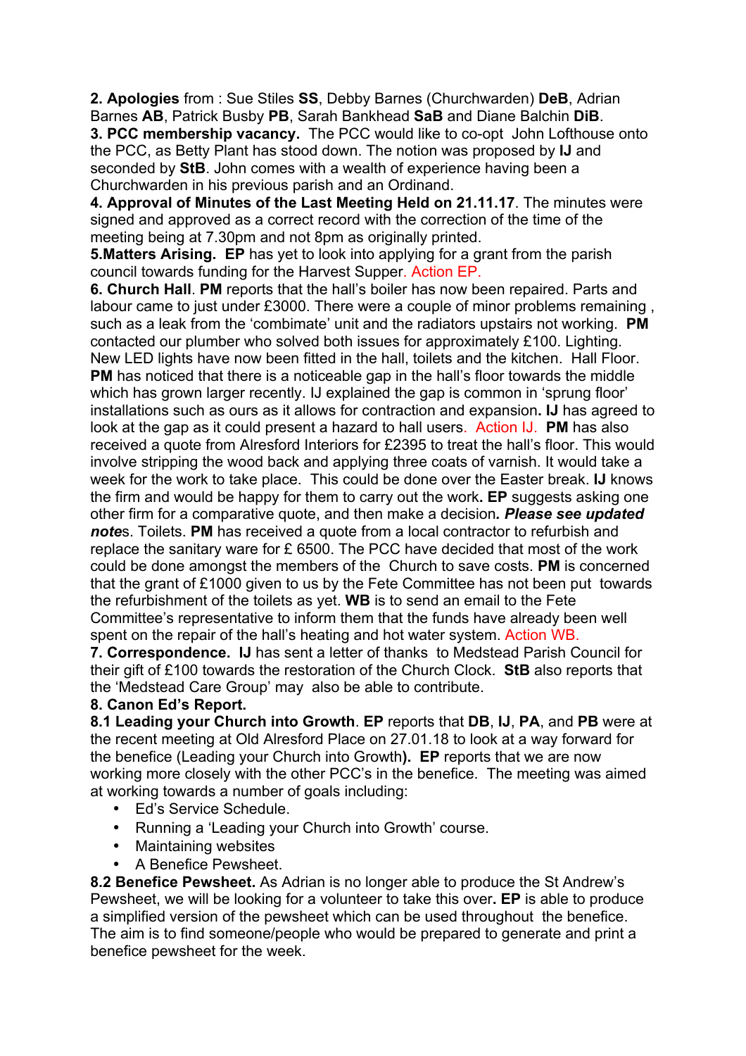**2. Apologies** from : Sue Stiles **SS**, Debby Barnes (Churchwarden) **DeB**, Adrian Barnes **AB**, Patrick Busby **PB**, Sarah Bankhead **SaB** and Diane Balchin **DiB**.

**3. PCC membership vacancy.** The PCC would like to co-opt John Lofthouse onto the PCC, as Betty Plant has stood down. The notion was proposed by **IJ** and seconded by **StB**. John comes with a wealth of experience having been a Churchwarden in his previous parish and an Ordinand.

**4. Approval of Minutes of the Last Meeting Held on 21.11.17**. The minutes were signed and approved as a correct record with the correction of the time of the meeting being at 7.30pm and not 8pm as originally printed.

**5.Matters Arising. EP** has yet to look into applying for a grant from the parish council towards funding for the Harvest Supper. Action EP.

**6. Church Hall**. **PM** reports that the hall's boiler has now been repaired. Parts and labour came to just under £3000. There were a couple of minor problems remaining , such as a leak from the 'combimate' unit and the radiators upstairs not working. **PM** contacted our plumber who solved both issues for approximately £100. Lighting. New LED lights have now been fitted in the hall, toilets and the kitchen. Hall Floor. **PM** has noticed that there is a noticeable gap in the hall's floor towards the middle which has grown larger recently. IJ explained the gap is common in 'sprung floor' installations such as ours as it allows for contraction and expansion**. IJ** has agreed to look at the gap as it could present a hazard to hall users. Action IJ. **PM** has also received a quote from Alresford Interiors for £2395 to treat the hall's floor. This would involve stripping the wood back and applying three coats of varnish. It would take a week for the work to take place. This could be done over the Easter break. **IJ** knows the firm and would be happy for them to carry out the work**. EP** suggests asking one other firm for a comparative quote, and then make a decision*. **Please see updated note***s. Toilets. **PM** has received a quote from a local contractor to refurbish and replace the sanitary ware for £ 6500. The PCC have decided that most of the work could be done amongst the members of the Church to save costs. **PM** is concerned that the grant of £1000 given to us by the Fete Committee has not been put towards the refurbishment of the toilets as yet. **WB** is to send an email to the Fete Committee's representative to inform them that the funds have already been well spent on the repair of the hall's heating and hot water system. Action WB.

**7. Correspondence. IJ** has sent a letter of thanks to Medstead Parish Council for their gift of £100 towards the restoration of the Church Clock. **StB** also reports that the 'Medstead Care Group' may also be able to contribute.

**8. Canon Ed's Report.**

**8.1 Leading your Church into Growth**. **EP** reports that **DB**, **IJ**, **PA**, and **PB** were at the recent meeting at Old Alresford Place on 27.01.18 to look at a way forward for the benefice (Leading your Church into Growth**)**. **EP** reports that we are now working more closely with the other PCC's in the benefice. The meeting was aimed at working towards a number of goals including:

- Ed's Service Schedule.
- Running a 'Leading your Church into Growth' course.
- Maintaining websites
- A Benefice Pewsheet.

**8.2 Benefice Pewsheet.** As Adrian is no longer able to produce the St Andrew's Pewsheet, we will be looking for a volunteer to take this over**. EP** is able to produce a simplified version of the pewsheet which can be used throughout the benefice. The aim is to find someone/people who would be prepared to generate and print a benefice pewsheet for the week.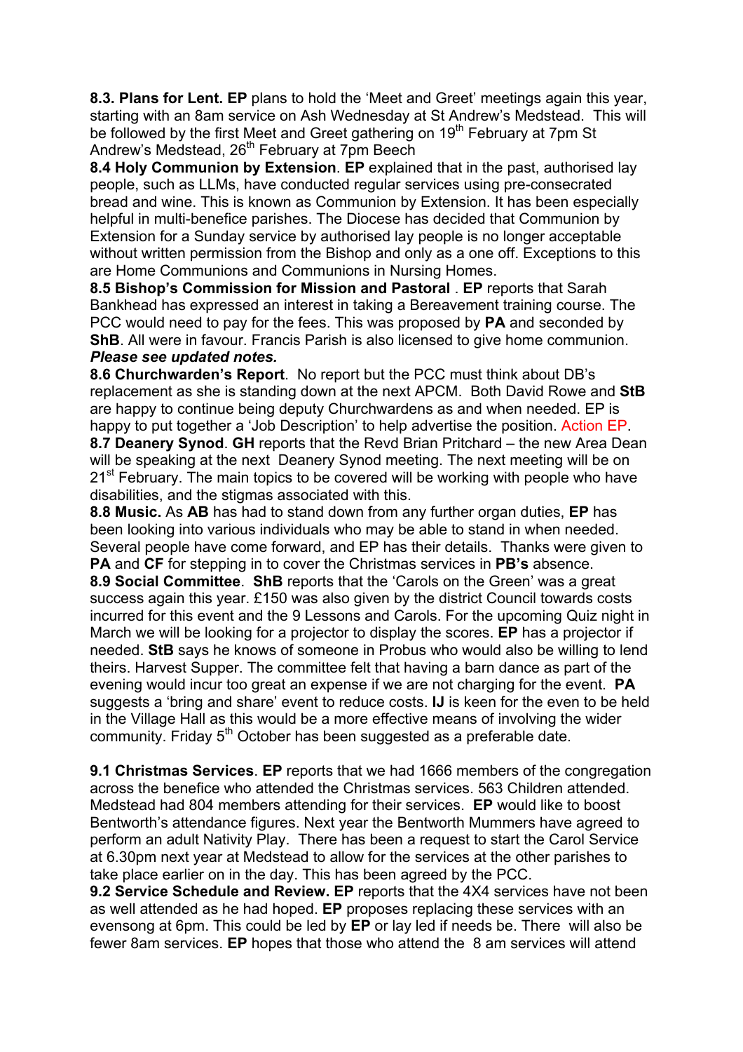**8.3. Plans for Lent. EP** plans to hold the 'Meet and Greet' meetings again this year, starting with an 8am service on Ash Wednesday at St Andrew's Medstead. This will be followed by the first Meet and Greet gathering on 19th February at 7pm St Andrew's Medstead, 26th February at 7pm Beech

**8.4 Holy Communion by Extension**. **EP** explained that in the past, authorised lay people, such as LLMs, have conducted regular services using pre-consecrated bread and wine. This is known as Communion by Extension. It has been especially helpful in multi-benefice parishes. The Diocese has decided that Communion by Extension for a Sunday service by authorised lay people is no longer acceptable without written permission from the Bishop and only as a one off. Exceptions to this are Home Communions and Communions in Nursing Homes.

**8.5 Bishop's Commission for Mission and Pastoral** . **EP** reports that Sarah Bankhead has expressed an interest in taking a Bereavement training course. The PCC would need to pay for the fees. This was proposed by **PA** and seconded by **ShB**. All were in favour. Francis Parish is also licensed to give home communion. ***Please see updated notes.***

**8.6 Churchwarden's Report**. No report but the PCC must think about DB's replacement as she is standing down at the next APCM. Both David Rowe and **StB** are happy to continue being deputy Churchwardens as and when needed. EP is happy to put together a 'Job Description' to help advertise the position. Action EP.

**8.7 Deanery Synod**. **GH** reports that the Revd Brian Pritchard – the new Area Dean will be speaking at the next Deanery Synod meeting. The next meeting will be on 21st February. The main topics to be covered will be working with people who have disabilities, and the stigmas associated with this.

**8.8 Music.** As **AB** has had to stand down from any further organ duties, **EP** has been looking into various individuals who may be able to stand in when needed. Several people have come forward, and EP has their details. Thanks were given to **PA** and **CF** for stepping in to cover the Christmas services in **PB's** absence.

**8.9 Social Committee**. **ShB** reports that the 'Carols on the Green' was a great success again this year. £150 was also given by the district Council towards costs incurred for this event and the 9 Lessons and Carols. For the upcoming Quiz night in March we will be looking for a projector to display the scores. **EP** has a projector if needed. **StB** says he knows of someone in Probus who would also be willing to lend theirs. Harvest Supper. The committee felt that having a barn dance as part of the evening would incur too great an expense if we are not charging for the event. **PA** suggests a 'bring and share' event to reduce costs. **IJ** is keen for the even to be held in the Village Hall as this would be a more effective means of involving the wider community. Friday 5th October has been suggested as a preferable date.

**9.1 Christmas Services**. **EP** reports that we had 1666 members of the congregation across the benefice who attended the Christmas services. 563 Children attended. Medstead had 804 members attending for their services. **EP** would like to boost Bentworth's attendance figures. Next year the Bentworth Mummers have agreed to perform an adult Nativity Play. There has been a request to start the Carol Service at 6.30pm next year at Medstead to allow for the services at the other parishes to take place earlier on in the day. This has been agreed by the PCC.

**9.2 Service Schedule and Review. EP** reports that the 4X4 services have not been as well attended as he had hoped. **EP** proposes replacing these services with an evensong at 6pm. This could be led by **EP** or lay led if needs be. There will also be fewer 8am services. **EP** hopes that those who attend the 8 am services will attend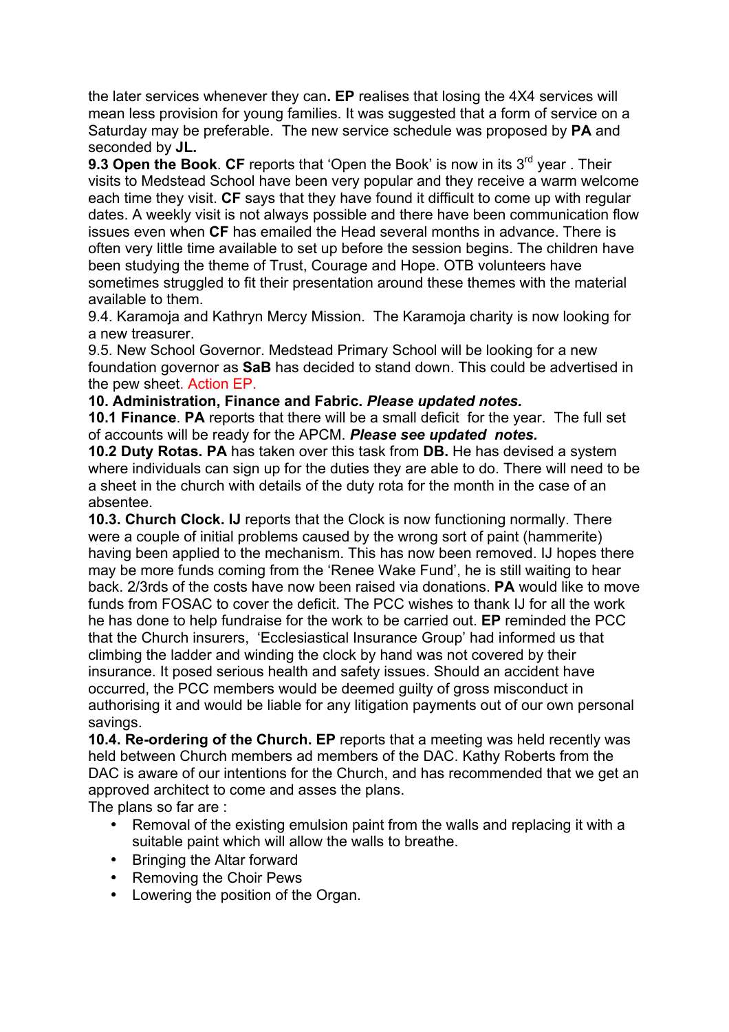the later services whenever they can**. EP** realises that losing the 4X4 services will mean less provision for young families. It was suggested that a form of service on a Saturday may be preferable. The new service schedule was proposed by **PA** and seconded by **JL.**

**9.3 Open the Book**. **CF** reports that 'Open the Book' is now in its 3rd year . Their visits to Medstead School have been very popular and they receive a warm welcome each time they visit. **CF** says that they have found it difficult to come up with regular dates. A weekly visit is not always possible and there have been communication flow issues even when **CF** has emailed the Head several months in advance. There is often very little time available to set up before the session begins. The children have been studying the theme of Trust, Courage and Hope. OTB volunteers have sometimes struggled to fit their presentation around these themes with the material available to them.

9.4. Karamoja and Kathryn Mercy Mission. The Karamoja charity is now looking for a new treasurer.

9.5. New School Governor. Medstead Primary School will be looking for a new foundation governor as **SaB** has decided to stand down. This could be advertised in the pew sheet. Action EP.

**10. Administration, Finance and Fabric.** ***Please updated notes.***

**10.1 Finance**. **PA** reports that there will be a small deficit for the year. The full set of accounts will be ready for the APCM. ***Please see updated notes.***

**10.2 Duty Rotas. PA** has taken over this task from **DB.** He has devised a system where individuals can sign up for the duties they are able to do. There will need to be a sheet in the church with details of the duty rota for the month in the case of an absentee.

**10.3. Church Clock. IJ** reports that the Clock is now functioning normally. There were a couple of initial problems caused by the wrong sort of paint (hammerite) having been applied to the mechanism. This has now been removed. IJ hopes there may be more funds coming from the 'Renee Wake Fund', he is still waiting to hear back. 2/3rds of the costs have now been raised via donations. **PA** would like to move funds from FOSAC to cover the deficit. The PCC wishes to thank IJ for all the work he has done to help fundraise for the work to be carried out. **EP** reminded the PCC that the Church insurers, 'Ecclesiastical Insurance Group' had informed us that climbing the ladder and winding the clock by hand was not covered by their insurance. It posed serious health and safety issues. Should an accident have occurred, the PCC members would be deemed guilty of gross misconduct in authorising it and would be liable for any litigation payments out of our own personal savings.

**10.4. Re-ordering of the Church. EP** reports that a meeting was held recently was held between Church members ad members of the DAC. Kathy Roberts from the DAC is aware of our intentions for the Church, and has recommended that we get an approved architect to come and asses the plans.

The plans so far are :

- Removal of the existing emulsion paint from the walls and replacing it with a suitable paint which will allow the walls to breathe.
- Bringing the Altar forward
- Removing the Choir Pews
- Lowering the position of the Organ.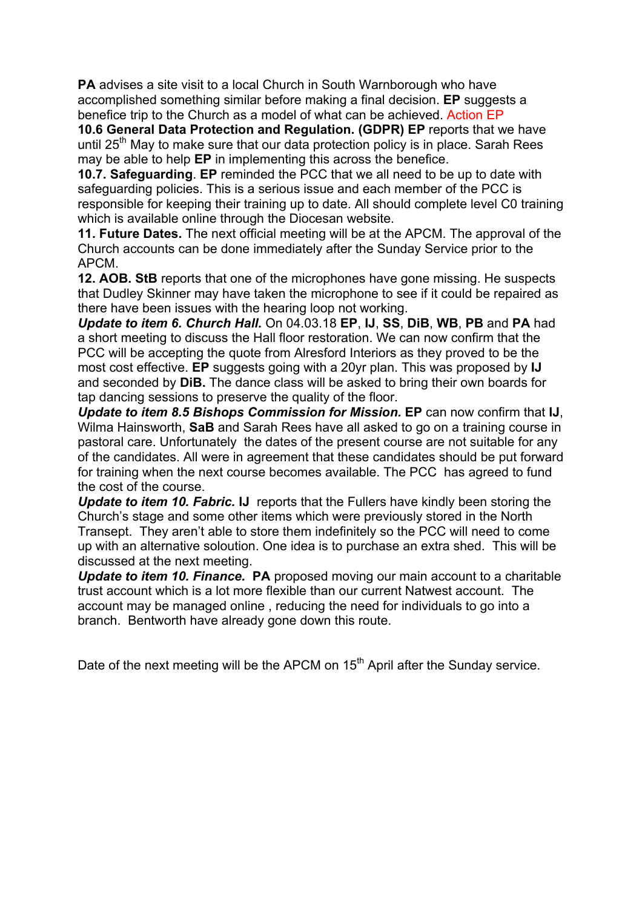**PA** advises a site visit to a local Church in South Warnborough who have accomplished something similar before making a final decision. **EP** suggests a benefice trip to the Church as a model of what can be achieved. Action EP

**10.6 General Data Protection and Regulation. (GDPR) EP** reports that we have until 25th May to make sure that our data protection policy is in place. Sarah Rees may be able to help **EP** in implementing this across the benefice.

**10.7. Safeguarding**. **EP** reminded the PCC that we all need to be up to date with safeguarding policies. This is a serious issue and each member of the PCC is responsible for keeping their training up to date. All should complete level C0 training which is available online through the Diocesan website.

**11. Future Dates.** The next official meeting will be at the APCM. The approval of the Church accounts can be done immediately after the Sunday Service prior to the APCM.

**12. AOB. StB** reports that one of the microphones have gone missing. He suspects that Dudley Skinner may have taken the microphone to see if it could be repaired as there have been issues with the hearing loop not working.

***Update to item 6. Church Hall.*** On 04.03.18 **EP**, **IJ**, **SS**, **DiB**, **WB**, **PB** and **PA** had a short meeting to discuss the Hall floor restoration. We can now confirm that the PCC will be accepting the quote from Alresford Interiors as they proved to be the most cost effective. **EP** suggests going with a 20yr plan. This was proposed by **IJ** and seconded by **DiB.** The dance class will be asked to bring their own boards for tap dancing sessions to preserve the quality of the floor.

***Update to item 8.5 Bishops Commission for Mission.*** **EP** can now confirm that **IJ**, Wilma Hainsworth, **SaB** and Sarah Rees have all asked to go on a training course in pastoral care. Unfortunately the dates of the present course are not suitable for any of the candidates. All were in agreement that these candidates should be put forward for training when the next course becomes available. The PCC has agreed to fund the cost of the course.

***Update to item 10. Fabric.*** **IJ** reports that the Fullers have kindly been storing the Church's stage and some other items which were previously stored in the North Transept. They aren't able to store them indefinitely so the PCC will need to come up with an alternative soloution. One idea is to purchase an extra shed. This will be discussed at the next meeting.

***Update to item 10. Finance.*** **PA** proposed moving our main account to a charitable trust account which is a lot more flexible than our current Natwest account. The account may be managed online , reducing the need for individuals to go into a branch. Bentworth have already gone down this route.

Date of the next meeting will be the APCM on 15th April after the Sunday service.